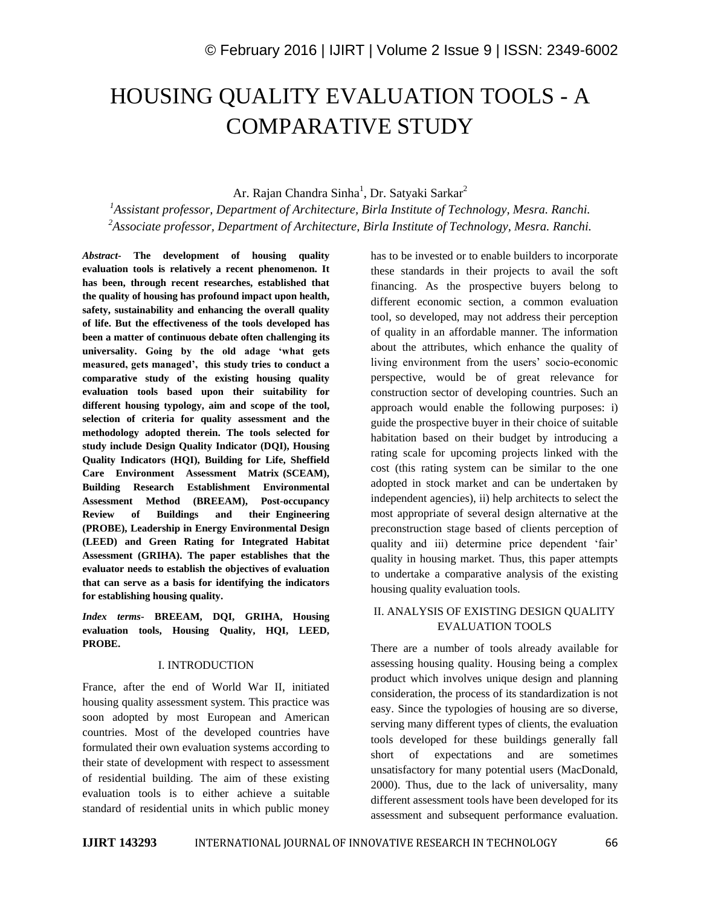# HOUSING QUALITY EVALUATION TOOLS - A COMPARATIVE STUDY

Ar. Rajan Chandra Sinha[1], Dr. Satyaki Sarkar[2]

[1]*Assistant professor, Department of Architecture, Birla Institute of Technology, Mesra. Ranchi.*
[2]*Associate professor, Department of Architecture, Birla Institute of Technology, Mesra. Ranchi.*

***Abstract-*** **The development of housing quality evaluation tools is relatively a recent phenomenon. It has been, through recent researches, established that the quality of housing has profound impact upon health, safety, sustainability and enhancing the overall quality of life. But the effectiveness of the tools developed has been a matter of continuous debate often challenging its universality. Going by the old adage 'what gets measured, gets managed', this study tries to conduct a comparative study of the existing housing quality evaluation tools based upon their suitability for different housing typology, aim and scope of the tool, selection of criteria for quality assessment and the methodology adopted therein. The tools selected for study include Design Quality Indicator (DQI), Housing Quality Indicators (HQI), Building for Life, Sheffield Care Environment Assessment Matrix (SCEAM), Building Research Establishment Environmental Assessment Method (BREEAM), Post-occupancy Review of Buildings and their Engineering (PROBE), Leadership in Energy Environmental Design (LEED) and Green Rating for Integrated Habitat Assessment (GRIHA). The paper establishes that the evaluator needs to establish the objectives of evaluation that can serve as a basis for identifying the indicators for establishing housing quality.**

***Index terms-*** **BREEAM, DQI, GRIHA, Housing evaluation tools, Housing Quality, HQI, LEED, PROBE.**

## I. INTRODUCTION

France, after the end of World War II, initiated housing quality assessment system. This practice was soon adopted by most European and American countries. Most of the developed countries have formulated their own evaluation systems according to their state of development with respect to assessment of residential building. The aim of these existing evaluation tools is to either achieve a suitable standard of residential units in which public money has to be invested or to enable builders to incorporate these standards in their projects to avail the soft financing. As the prospective buyers belong to different economic section, a common evaluation tool, so developed, may not address their perception of quality in an affordable manner. The information about the attributes, which enhance the quality of living environment from the users' socio-economic perspective, would be of great relevance for construction sector of developing countries. Such an approach would enable the following purposes: i) guide the prospective buyer in their choice of suitable habitation based on their budget by introducing a rating scale for upcoming projects linked with the cost (this rating system can be similar to the one adopted in stock market and can be undertaken by independent agencies), ii) help architects to select the most appropriate of several design alternative at the preconstruction stage based of clients perception of quality and iii) determine price dependent 'fair' quality in housing market. Thus, this paper attempts to undertake a comparative analysis of the existing housing quality evaluation tools.

## II. ANALYSIS OF EXISTING DESIGN QUALITY EVALUATION TOOLS

There are a number of tools already available for assessing housing quality. Housing being a complex product which involves unique design and planning consideration, the process of its standardization is not easy. Since the typologies of housing are so diverse, serving many different types of clients, the evaluation tools developed for these buildings generally fall short of expectations and are sometimes unsatisfactory for many potential users (MacDonald, 2000). Thus, due to the lack of universality, many different assessment tools have been developed for its assessment and subsequent performance evaluation.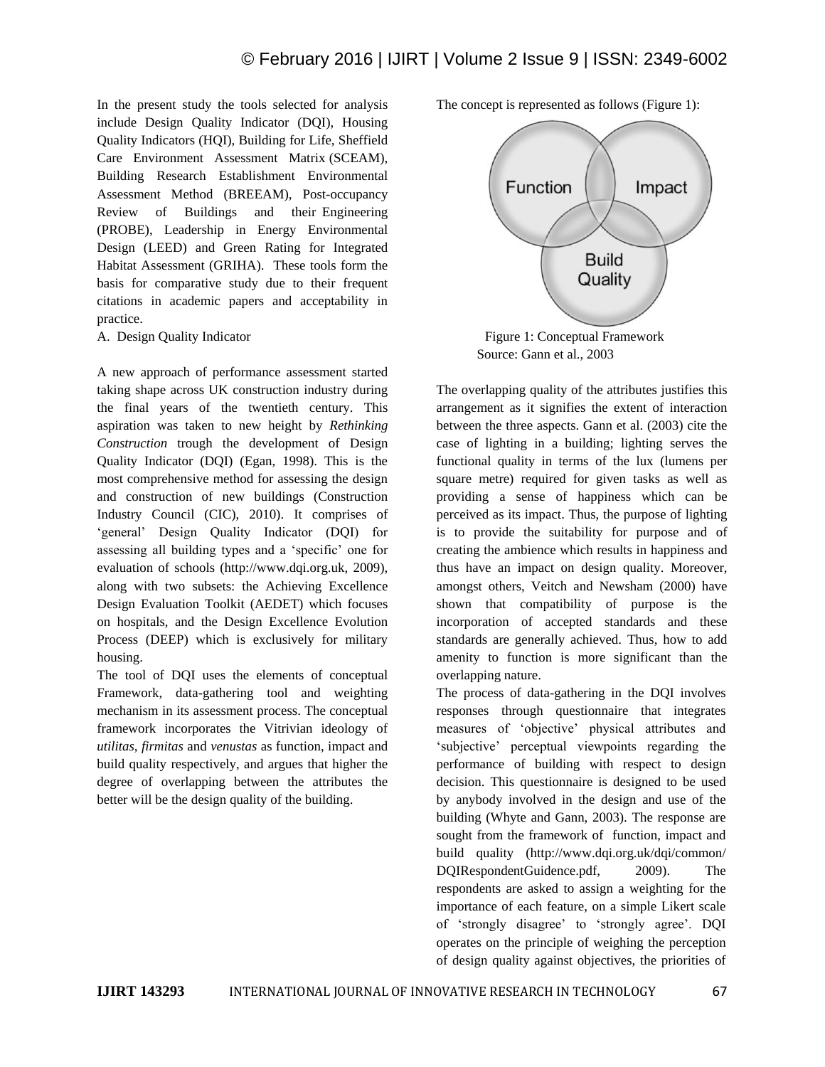In the present study the tools selected for analysis include Design Quality Indicator (DQI), Housing Quality Indicators (HQI), Building for Life, Sheffield Care Environment Assessment Matrix (SCEAM), Building Research Establishment Environmental Assessment Method (BREEAM), Post-occupancy Review of Buildings and their Engineering (PROBE), Leadership in Energy Environmental Design (LEED) and Green Rating for Integrated Habitat Assessment (GRIHA). These tools form the basis for comparative study due to their frequent citations in academic papers and acceptability in practice.

A. Design Quality Indicator

A new approach of performance assessment started taking shape across UK construction industry during the final years of the twentieth century. This aspiration was taken to new height by *Rethinking Construction* trough the development of Design Quality Indicator (DQI) (Egan, 1998). This is the most comprehensive method for assessing the design and construction of new buildings (Construction Industry Council (CIC), 2010). It comprises of 'general' Design Quality Indicator (DQI) for assessing all building types and a 'specific' one for evaluation of schools (http://www.dqi.org.uk, 2009), along with two subsets: the Achieving Excellence Design Evaluation Toolkit (AEDET) which focuses on hospitals, and the Design Excellence Evolution Process (DEEP) which is exclusively for military housing.

The tool of DQI uses the elements of conceptual Framework, data-gathering tool and weighting mechanism in its assessment process. The conceptual framework incorporates the Vitrivian ideology of *utilitas*, *firmitas* and *venustas* as function, impact and build quality respectively, and argues that higher the degree of overlapping between the attributes the better will be the design quality of the building.

The concept is represented as follows (Figure 1):

Figure 1: Conceptual Framework
Source: Gann et al., 2003

The overlapping quality of the attributes justifies this arrangement as it signifies the extent of interaction between the three aspects. Gann et al. (2003) cite the case of lighting in a building; lighting serves the functional quality in terms of the lux (lumens per square metre) required for given tasks as well as providing a sense of happiness which can be perceived as its impact. Thus, the purpose of lighting is to provide the suitability for purpose and of creating the ambience which results in happiness and thus have an impact on design quality. Moreover, amongst others, Veitch and Newsham (2000) have shown that compatibility of purpose is the incorporation of accepted standards and these standards are generally achieved. Thus, how to add amenity to function is more significant than the overlapping nature.

The process of data-gathering in the DQI involves responses through questionnaire that integrates measures of 'objective' physical attributes and 'subjective' perceptual viewpoints regarding the performance of building with respect to design decision. This questionnaire is designed to be used by anybody involved in the design and use of the building (Whyte and Gann, 2003). The response are sought from the framework of function, impact and build quality (http://www.dqi.org.uk/dqi/common/DQIRespondentGuidence.pdf, 2009). The respondents are asked to assign a weighting for the importance of each feature, on a simple Likert scale of 'strongly disagree' to 'strongly agree'. DQI operates on the principle of weighing the perception of design quality against objectives, the priorities of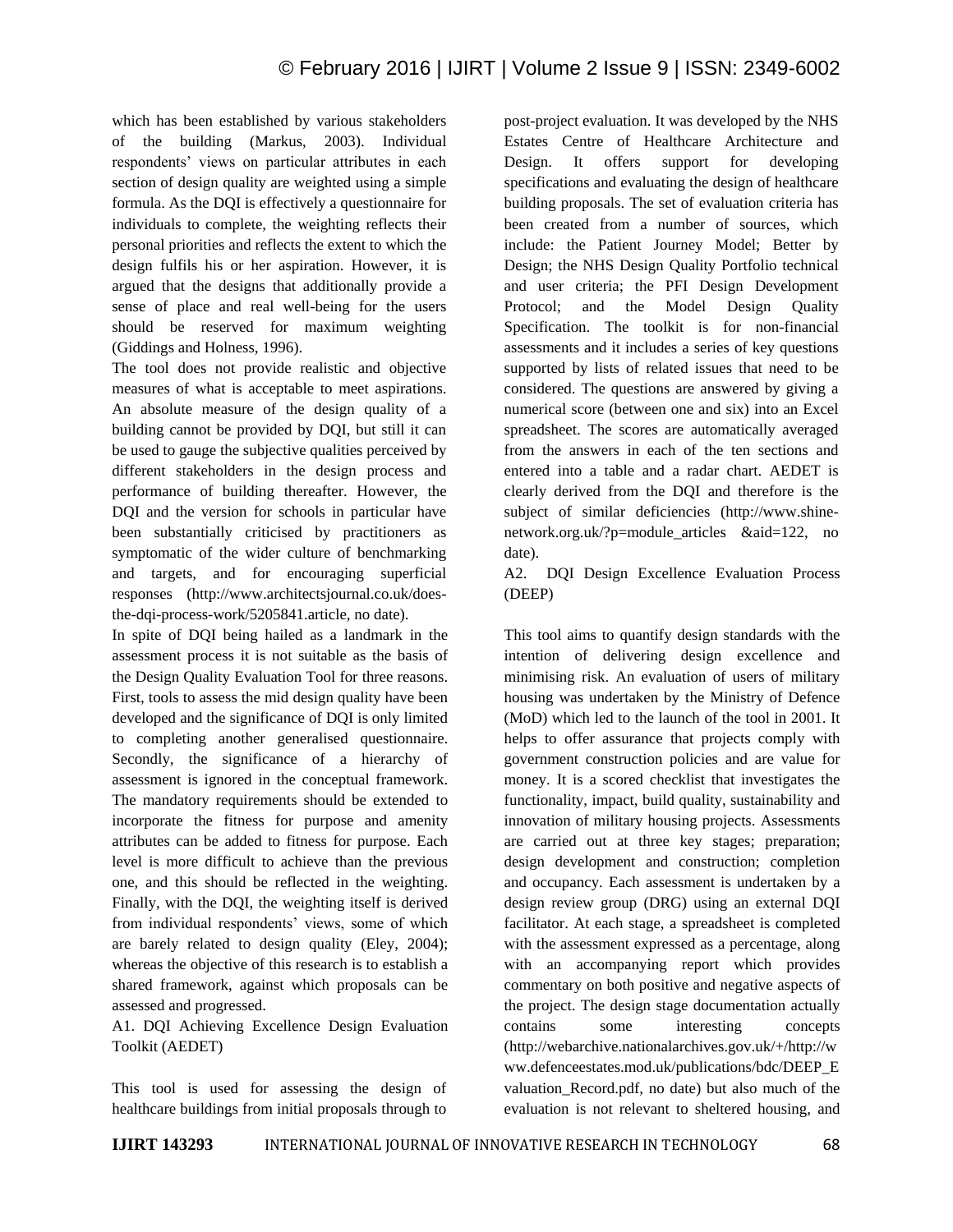which has been established by various stakeholders of the building (Markus, 2003). Individual respondents' views on particular attributes in each section of design quality are weighted using a simple formula. As the DQI is effectively a questionnaire for individuals to complete, the weighting reflects their personal priorities and reflects the extent to which the design fulfils his or her aspiration. However, it is argued that the designs that additionally provide a sense of place and real well-being for the users should be reserved for maximum weighting (Giddings and Holness, 1996).

The tool does not provide realistic and objective measures of what is acceptable to meet aspirations. An absolute measure of the design quality of a building cannot be provided by DQI, but still it can be used to gauge the subjective qualities perceived by different stakeholders in the design process and performance of building thereafter. However, the DQI and the version for schools in particular have been substantially criticised by practitioners as symptomatic of the wider culture of benchmarking and targets, and for encouraging superficial responses (http://www.architectsjournal.co.uk/does-the-dqi-process-work/5205841.article, no date).

In spite of DQI being hailed as a landmark in the assessment process it is not suitable as the basis of the Design Quality Evaluation Tool for three reasons. First, tools to assess the mid design quality have been developed and the significance of DQI is only limited to completing another generalised questionnaire. Secondly, the significance of a hierarchy of assessment is ignored in the conceptual framework. The mandatory requirements should be extended to incorporate the fitness for purpose and amenity attributes can be added to fitness for purpose. Each level is more difficult to achieve than the previous one, and this should be reflected in the weighting. Finally, with the DQI, the weighting itself is derived from individual respondents' views, some of which are barely related to design quality (Eley, 2004); whereas the objective of this research is to establish a shared framework, against which proposals can be assessed and progressed.

A1. DQI Achieving Excellence Design Evaluation Toolkit (AEDET)

This tool is used for assessing the design of healthcare buildings from initial proposals through to post-project evaluation. It was developed by the NHS Estates Centre of Healthcare Architecture and Design. It offers support for developing specifications and evaluating the design of healthcare building proposals. The set of evaluation criteria has been created from a number of sources, which include: the Patient Journey Model; Better by Design; the NHS Design Quality Portfolio technical and user criteria; the PFI Design Development Protocol; and the Model Design Quality Specification. The toolkit is for non-financial assessments and it includes a series of key questions supported by lists of related issues that need to be considered. The questions are answered by giving a numerical score (between one and six) into an Excel spreadsheet. The scores are automatically averaged from the answers in each of the ten sections and entered into a table and a radar chart. AEDET is clearly derived from the DQI and therefore is the subject of similar deficiencies (http://www.shine-network.org.uk/?p=module_articles &aid=122, no date).

A2. DQI Design Excellence Evaluation Process (DEEP)

This tool aims to quantify design standards with the intention of delivering design excellence and minimising risk. An evaluation of users of military housing was undertaken by the Ministry of Defence (MoD) which led to the launch of the tool in 2001. It helps to offer assurance that projects comply with government construction policies and are value for money. It is a scored checklist that investigates the functionality, impact, build quality, sustainability and innovation of military housing projects. Assessments are carried out at three key stages; preparation; design development and construction; completion and occupancy. Each assessment is undertaken by a design review group (DRG) using an external DQI facilitator. At each stage, a spreadsheet is completed with the assessment expressed as a percentage, along with an accompanying report which provides commentary on both positive and negative aspects of the project. The design stage documentation actually contains some interesting concepts (http://webarchive.nationalarchives.gov.uk/+/http://www.defenceestates.mod.uk/publications/bdc/DEEP_Evaluation_Record.pdf, no date) but also much of the evaluation is not relevant to sheltered housing, and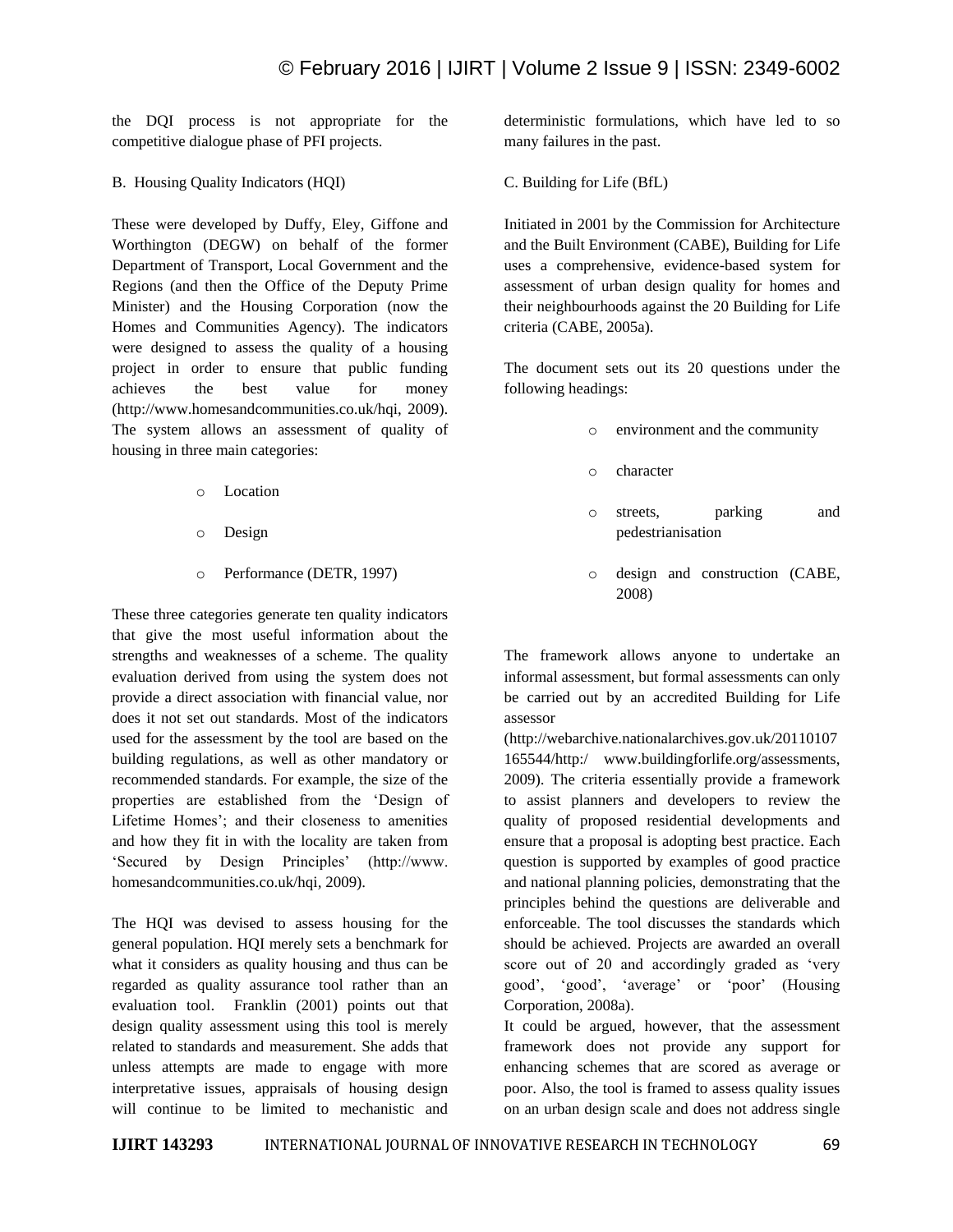the DQI process is not appropriate for the competitive dialogue phase of PFI projects.

B. Housing Quality Indicators (HQI)

These were developed by Duffy, Eley, Giffone and Worthington (DEGW) on behalf of the former Department of Transport, Local Government and the Regions (and then the Office of the Deputy Prime Minister) and the Housing Corporation (now the Homes and Communities Agency). The indicators were designed to assess the quality of a housing project in order to ensure that public funding achieves the best value for money (http://www.homesandcommunities.co.uk/hqi, 2009). The system allows an assessment of quality of housing in three main categories:

- Location
- Design
- Performance (DETR, 1997)

These three categories generate ten quality indicators that give the most useful information about the strengths and weaknesses of a scheme. The quality evaluation derived from using the system does not provide a direct association with financial value, nor does it not set out standards. Most of the indicators used for the assessment by the tool are based on the building regulations, as well as other mandatory or recommended standards. For example, the size of the properties are established from the 'Design of Lifetime Homes'; and their closeness to amenities and how they fit in with the locality are taken from 'Secured by Design Principles' (http://www. homesandcommunities.co.uk/hqi, 2009).

The HQI was devised to assess housing for the general population. HQI merely sets a benchmark for what it considers as quality housing and thus can be regarded as quality assurance tool rather than an evaluation tool. Franklin (2001) points out that design quality assessment using this tool is merely related to standards and measurement. She adds that unless attempts are made to engage with more interpretative issues, appraisals of housing design will continue to be limited to mechanistic and deterministic formulations, which have led to so many failures in the past.

C. Building for Life (BfL)

Initiated in 2001 by the Commission for Architecture and the Built Environment (CABE), Building for Life uses a comprehensive, evidence-based system for assessment of urban design quality for homes and their neighbourhoods against the 20 Building for Life criteria (CABE, 2005a).

The document sets out its 20 questions under the following headings:

- environment and the community
- character
- streets, parking and pedestrianisation
- design and construction (CABE, 2008)

The framework allows anyone to undertake an informal assessment, but formal assessments can only be carried out by an accredited Building for Life assessor (http://webarchive.nationalarchives.gov.uk/20110107165544/http:/ www.buildingforlife.org/assessments, 2009). The criteria essentially provide a framework to assist planners and developers to review the quality of proposed residential developments and ensure that a proposal is adopting best practice. Each question is supported by examples of good practice and national planning policies, demonstrating that the principles behind the questions are deliverable and enforceable. The tool discusses the standards which should be achieved. Projects are awarded an overall score out of 20 and accordingly graded as 'very good', 'good', 'average' or 'poor' (Housing Corporation, 2008a).

It could be argued, however, that the assessment framework does not provide any support for enhancing schemes that are scored as average or poor. Also, the tool is framed to assess quality issues on an urban design scale and does not address single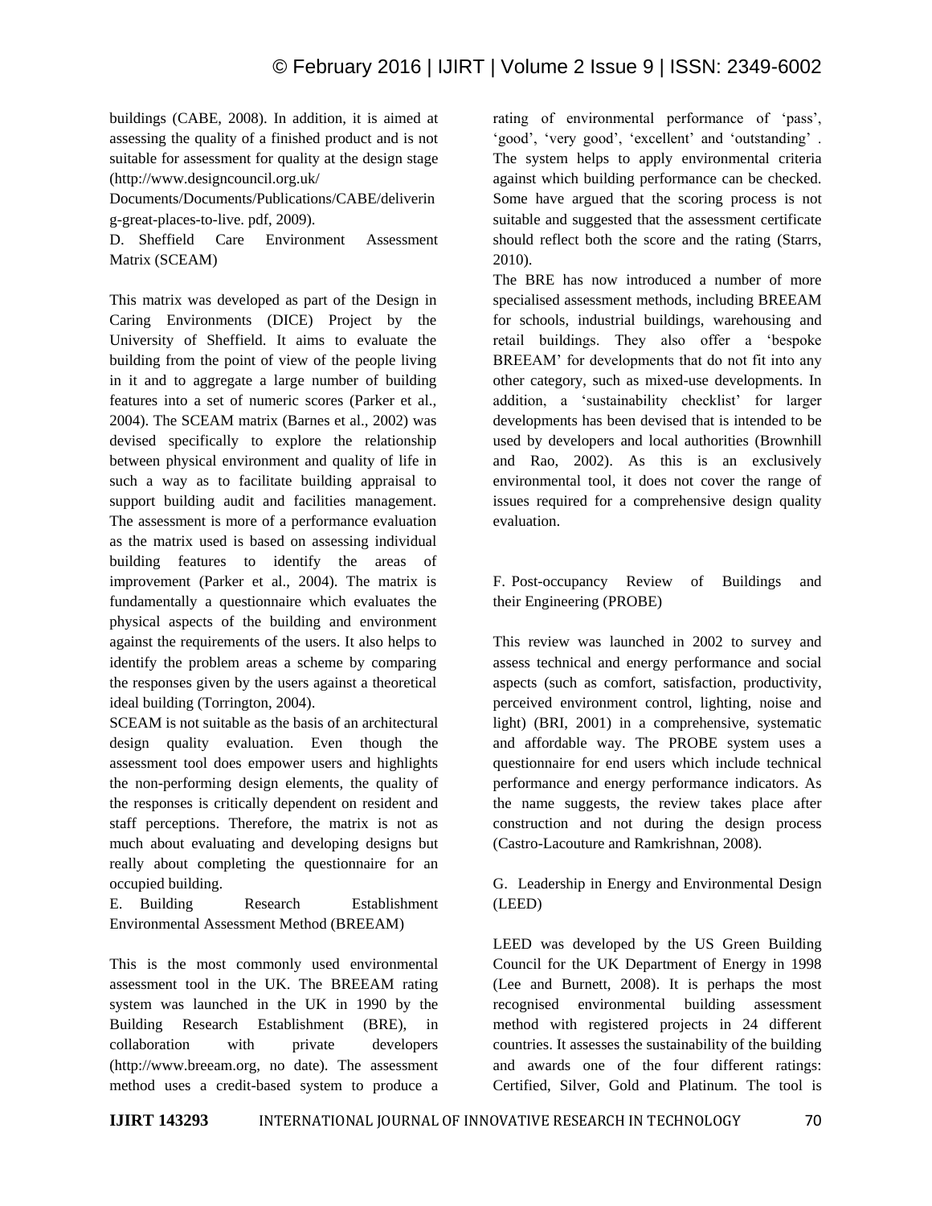buildings (CABE, 2008). In addition, it is aimed at assessing the quality of a finished product and is not suitable for assessment for quality at the design stage (http://www.designcouncil.org.uk/ Documents/Documents/Publications/CABE/delivering-great-places-to-live. pdf, 2009).

### D. Sheffield Care Environment Assessment Matrix (SCEAM)

This matrix was developed as part of the Design in Caring Environments (DICE) Project by the University of Sheffield. It aims to evaluate the building from the point of view of the people living in it and to aggregate a large number of building features into a set of numeric scores (Parker et al., 2004). The SCEAM matrix (Barnes et al., 2002) was devised specifically to explore the relationship between physical environment and quality of life in such a way as to facilitate building appraisal to support building audit and facilities management. The assessment is more of a performance evaluation as the matrix used is based on assessing individual building features to identify the areas of improvement (Parker et al., 2004). The matrix is fundamentally a questionnaire which evaluates the physical aspects of the building and environment against the requirements of the users. It also helps to identify the problem areas a scheme by comparing the responses given by the users against a theoretical ideal building (Torrington, 2004).

SCEAM is not suitable as the basis of an architectural design quality evaluation. Even though the assessment tool does empower users and highlights the non-performing design elements, the quality of the responses is critically dependent on resident and staff perceptions. Therefore, the matrix is not as much about evaluating and developing designs but really about completing the questionnaire for an occupied building.

### E. Building Research Establishment Environmental Assessment Method (BREEAM)

This is the most commonly used environmental assessment tool in the UK. The BREEAM rating system was launched in the UK in 1990 by the Building Research Establishment (BRE), in collaboration with private developers (http://www.breeam.org, no date). The assessment method uses a credit-based system to produce a rating of environmental performance of 'pass', 'good', 'very good', 'excellent' and 'outstanding' . The system helps to apply environmental criteria against which building performance can be checked. Some have argued that the scoring process is not suitable and suggested that the assessment certificate should reflect both the score and the rating (Starrs, 2010).

The BRE has now introduced a number of more specialised assessment methods, including BREEAM for schools, industrial buildings, warehousing and retail buildings. They also offer a 'bespoke BREEAM' for developments that do not fit into any other category, such as mixed-use developments. In addition, a 'sustainability checklist' for larger developments has been devised that is intended to be used by developers and local authorities (Brownhill and Rao, 2002). As this is an exclusively environmental tool, it does not cover the range of issues required for a comprehensive design quality evaluation.

### F. Post-occupancy Review of Buildings and their Engineering (PROBE)

This review was launched in 2002 to survey and assess technical and energy performance and social aspects (such as comfort, satisfaction, productivity, perceived environment control, lighting, noise and light) (BRI, 2001) in a comprehensive, systematic and affordable way. The PROBE system uses a questionnaire for end users which include technical performance and energy performance indicators. As the name suggests, the review takes place after construction and not during the design process (Castro-Lacouture and Ramkrishnan, 2008).

### G. Leadership in Energy and Environmental Design (LEED)

LEED was developed by the US Green Building Council for the UK Department of Energy in 1998 (Lee and Burnett, 2008). It is perhaps the most recognised environmental building assessment method with registered projects in 24 different countries. It assesses the sustainability of the building and awards one of the four different ratings: Certified, Silver, Gold and Platinum. The tool is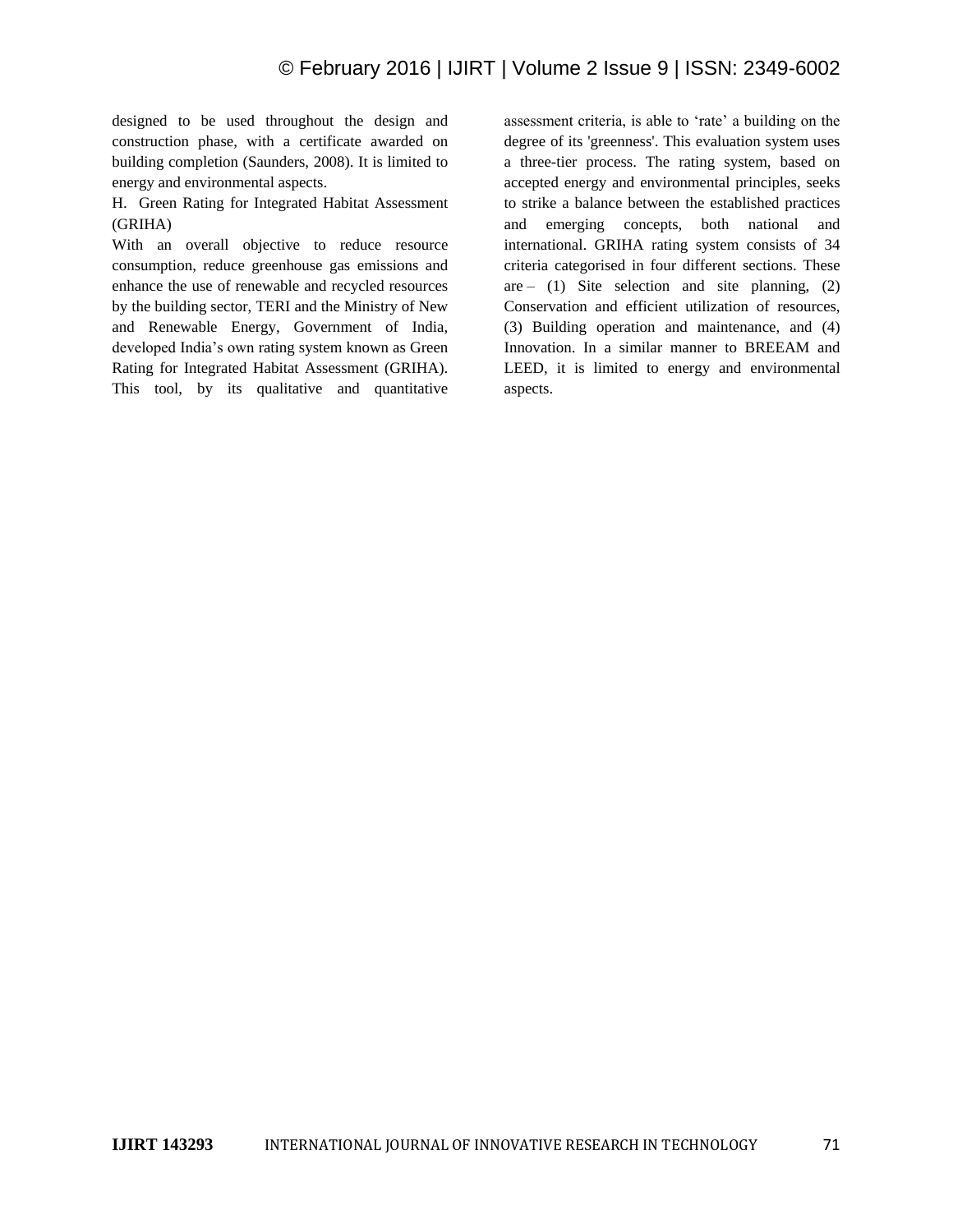designed to be used throughout the design and construction phase, with a certificate awarded on building completion (Saunders, 2008). It is limited to energy and environmental aspects.

H. Green Rating for Integrated Habitat Assessment (GRIHA)

With an overall objective to reduce resource consumption, reduce greenhouse gas emissions and enhance the use of renewable and recycled resources by the building sector, TERI and the Ministry of New and Renewable Energy, Government of India, developed India's own rating system known as Green Rating for Integrated Habitat Assessment (GRIHA). This tool, by its qualitative and quantitative assessment criteria, is able to 'rate' a building on the degree of its 'greenness'. This evaluation system uses a three-tier process. The rating system, based on accepted energy and environmental principles, seeks to strike a balance between the established practices and emerging concepts, both national and international. GRIHA rating system consists of 34 criteria categorised in four different sections. These are – (1) Site selection and site planning, (2) Conservation and efficient utilization of resources, (3) Building operation and maintenance, and (4) Innovation. In a similar manner to BREEAM and LEED, it is limited to energy and environmental aspects.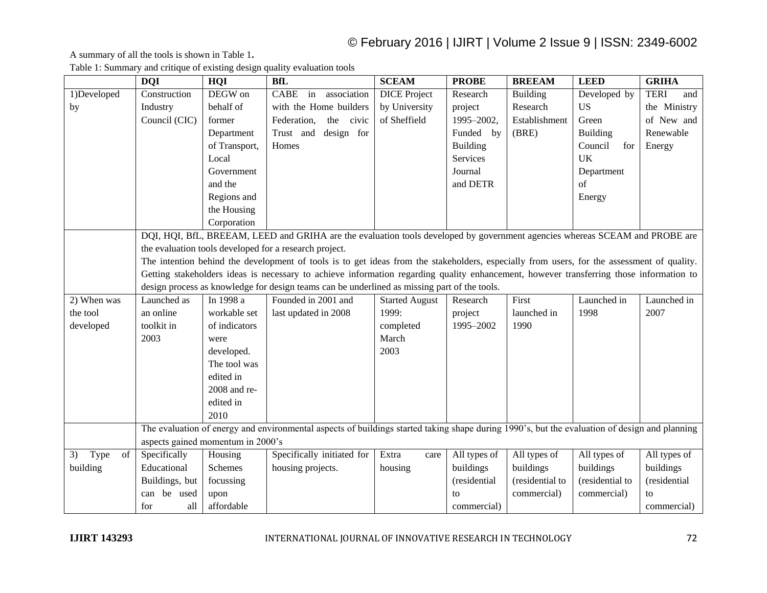A summary of all the tools is shown in Table 1**.**

Table 1: Summary and critique of existing design quality evaluation tools

| | **DQI** | **HQI** | **BfL** | **SCEAM** | **PROBE** | **BREEAM** | **LEED** | **GRIHA** |
|---|---|---|---|---|---|---|---|---|
| 1)Developed by | Construction Industry Council (CIC) | DEGW on behalf of former Department of Transport, Local Government and the Regions and the Housing Corporation | CABE in association with the Home builders Federation, the civic Trust and design for Homes | DICE Project by University of Sheffield | Research project 1995–2002, Funded by Building Services Journal and DETR | Building Research Establishment (BRE) | Developed by US Green Building Council for UK Department of Energy | TERI and the Ministry of New and Renewable Energy |
| | DQI, HQI, BfL, BREEAM, LEED and GRIHA are the evaluation tools developed by government agencies whereas SCEAM and PROBE are the evaluation tools developed for a research project. The intention behind the development of tools is to get ideas from the stakeholders, especially from users, for the assessment of quality. Getting stakeholders ideas is necessary to achieve information regarding quality enhancement, however transferring those information to design process as knowledge for design teams can be underlined as missing part of the tools. | | | | | | | |
| 2) When was the tool developed | Launched as an online toolkit in 2003 | In 1998 a workable set of indicators were developed. The tool was edited in 2008 and re-edited in 2010 | Founded in 2001 and last updated in 2008 | Started August 1999: completed March 2003 | Research project 1995–2002 | First launched in 1990 | Launched in 1998 | Launched in 2007 |
| | The evaluation of energy and environmental aspects of buildings started taking shape during 1990's, but the evaluation of design and planning aspects gained momentum in 2000's | | | | | | | |
| 3) Type of building | Specifically Educational Buildings, but can be used for all | Housing Schemes focussing upon affordable | Specifically initiated for housing projects. | Extra care housing | All types of buildings (residential to commercial) | All types of buildings (residential to commercial) | All types of buildings (residential to commercial) | All types of buildings (residential to commercial) |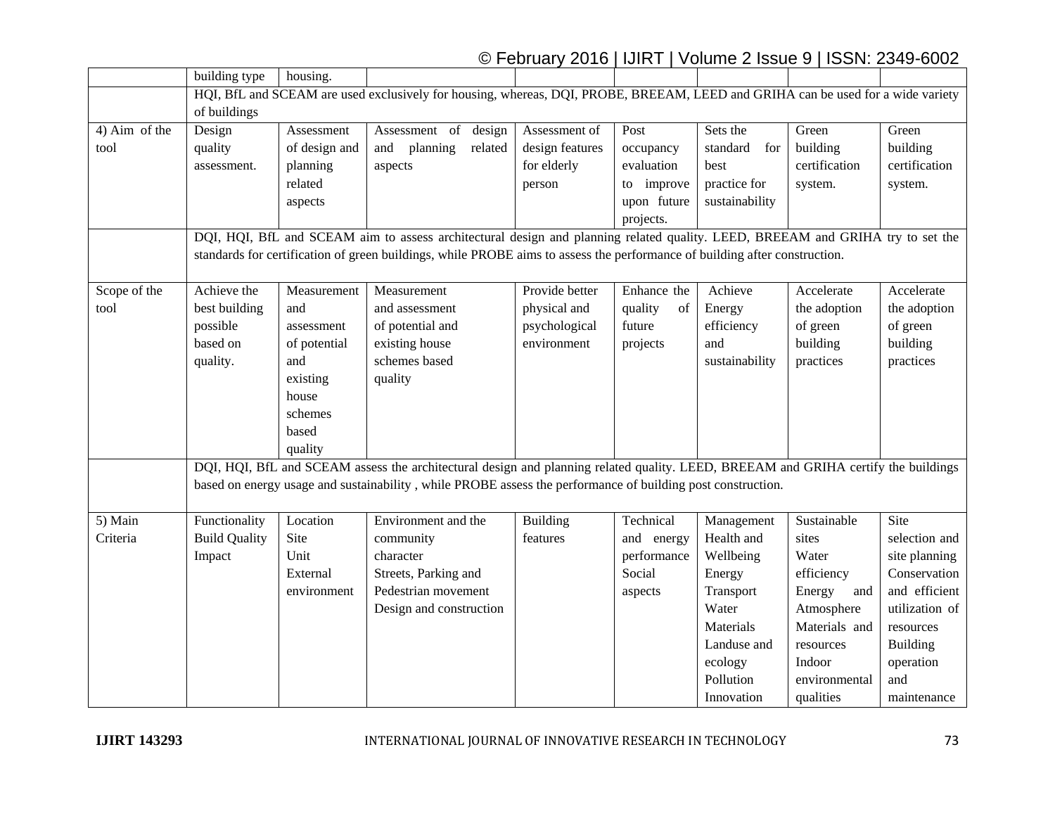|  |  |  |  |  |  |  |  |  |
|---|---|---|---|---|---|---|---|---|
|  | building type | housing. |  |  |  |  |  |  |
|  | HQI, BfL and SCEAM are used exclusively for housing, whereas, DQI, PROBE, BREEAM, LEED and GRIHA can be used for a wide variety of buildings |  |  |  |  |  |  |  |
| 4) Aim of the tool | Design quality assessment. | Assessment of design and planning related aspects | Assessment of design and planning related aspects | Assessment of design features for elderly person | Post occupancy evaluation to improve upon future projects. | Sets the standard for best practice for sustainability | Green building certification system. | Green building certification system. |
|  | DQI, HQI, BfL and SCEAM aim to assess architectural design and planning related quality. LEED, BREEAM and GRIHA try to set the standards for certification of green buildings, while PROBE aims to assess the performance of building after construction. |  |  |  |  |  |  |  |
| Scope of the tool | Achieve the best building possible based on quality. | Measurement and assessment of potential and existing house schemes based quality | Measurement and assessment of potential and existing house schemes based quality | Provide better physical and psychological environment | Enhance the quality of future projects | Achieve Energy efficiency and sustainability | Accelerate the adoption of green building practices | Accelerate the adoption of green building practices |
|  | DQI, HQI, BfL and SCEAM assess the architectural design and planning related quality. LEED, BREEAM and GRIHA certify the buildings based on energy usage and sustainability , while PROBE assess the performance of building post construction. |  |  |  |  |  |  |  |
| 5) Main Criteria | Functionality<br>Build Quality<br>Impact | Location<br>Site<br>Unit<br>External environment | Environment and the community character<br>Streets, Parking and Pedestrian movement<br>Design and construction | Building features | Technical and energy performance<br>Social aspects | Management<br>Health and Wellbeing<br>Energy<br>Transport<br>Water<br>Materials<br>Landuse and ecology<br>Pollution<br>Innovation | Sustainable sites<br>Water efficiency<br>Energy and Atmosphere<br>Materials and resources<br>Indoor environmental qualities | Site selection and site planning<br>Conservation and efficient utilization of resources<br>Building operation and maintenance |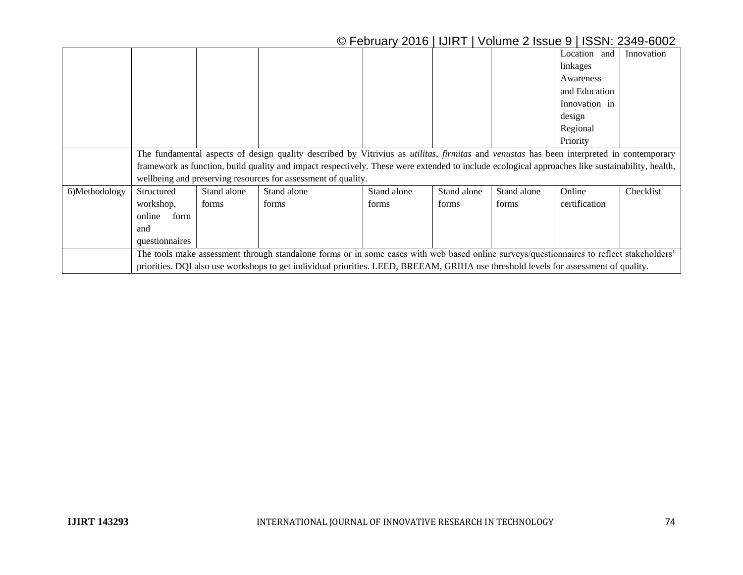| | | | | | | | | |
|---|---|---|---|---|---|---|---|---|
| | | | | | | | Location and linkages Awareness and Education Innovation in design Regional Priority | Innovation |
| | The fundamental aspects of design quality described by Vitrivius as *utilitas*, *firmitas* and *venustas* has been interpreted in contemporary framework as function, build quality and impact respectively. These were extended to include ecological approaches like sustainability, health, wellbeing and preserving resources for assessment of quality. | | | | | | | |
| 6)Methodology | Structured workshop, online form and questionnaires | Stand alone forms | Stand alone forms | Stand alone forms | Stand alone forms | Stand alone forms | Online certification | Checklist |
| | The tools make assessment through standalone forms or in some cases with web based online surveys/questionnaires to reflect stakeholders' priorities. DQI also use workshops to get individual priorities. LEED, BREEAM, GRIHA use threshold levels for assessment of quality. | | | | | | | |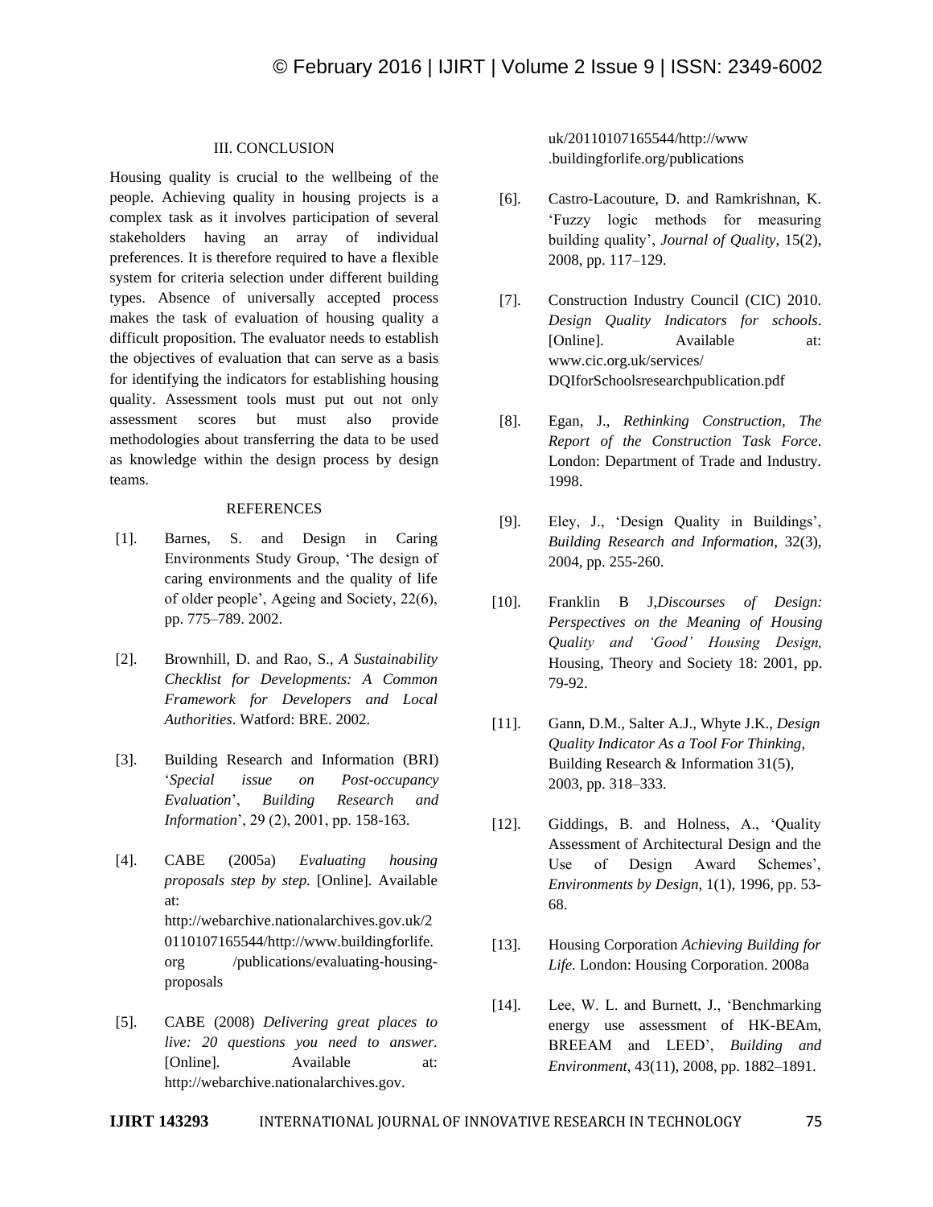## III. CONCLUSION

Housing quality is crucial to the wellbeing of the people. Achieving quality in housing projects is a complex task as it involves participation of several stakeholders having an array of individual preferences. It is therefore required to have a flexible system for criteria selection under different building types. Absence of universally accepted process makes the task of evaluation of housing quality a difficult proposition. The evaluator needs to establish the objectives of evaluation that can serve as a basis for identifying the indicators for establishing housing quality. Assessment tools must put out not only assessment scores but must also provide methodologies about transferring the data to be used as knowledge within the design process by design teams.

## REFERENCES

[1]. Barnes, S. and Design in Caring Environments Study Group, 'The design of caring environments and the quality of life of older people', Ageing and Society, 22(6), pp. 775–789. 2002.

[2]. Brownhill, D. and Rao, S., *A Sustainability Checklist for Developments: A Common Framework for Developers and Local Authorities*. Watford: BRE. 2002.

[3]. Building Research and Information (BRI) '*Special issue on Post-occupancy Evaluation*', *Building Research and Information*', 29 (2), 2001, pp. 158-163.

[4]. CABE (2005a) *Evaluating housing proposals step by step.* [Online]. Available at: http://webarchive.nationalarchives.gov.uk/20110107165544/http://www.buildingforlife.org /publications/evaluating-housing-proposals

[5]. CABE (2008) *Delivering great places to live: 20 questions you need to answer.* [Online]. Available at: http://webarchive.nationalarchives.gov.uk/20110107165544/http://www.buildingforlife.org/publications

[6]. Castro-Lacouture, D. and Ramkrishnan, K. 'Fuzzy logic methods for measuring building quality', *Journal of Quality*, 15(2), 2008, pp. 117–129.

[7]. Construction Industry Council (CIC) 2010. *Design Quality Indicators for schools*. [Online]. Available at: www.cic.org.uk/services/ DQIforSchoolsresearchpublication.pdf

[8]. Egan, J., *Rethinking Construction, The Report of the Construction Task Force*. London: Department of Trade and Industry. 1998.

[9]. Eley, J., 'Design Quality in Buildings', *Building Research and Information*, 32(3), 2004, pp. 255-260.

[10]. Franklin B J,*Discourses of Design: Perspectives on the Meaning of Housing Quality and 'Good' Housing Design,* Housing, Theory and Society 18: 2001, pp. 79-92.

[11]. Gann, D.M., Salter A.J., Whyte J.K., *Design Quality Indicator As a Tool For Thinking*, Building Research & Information 31(5), 2003, pp. 318–333.

[12]. Giddings, B. and Holness, A., 'Quality Assessment of Architectural Design and the Use of Design Award Schemes', *Environments by Design*, 1(1), 1996, pp. 53-68.

[13]. Housing Corporation *Achieving Building for Life.* London: Housing Corporation. 2008a

[14]. Lee, W. L. and Burnett, J., 'Benchmarking energy use assessment of HK-BEAm, BREEAM and LEED', *Building and Environment*, 43(11), 2008, pp. 1882–1891.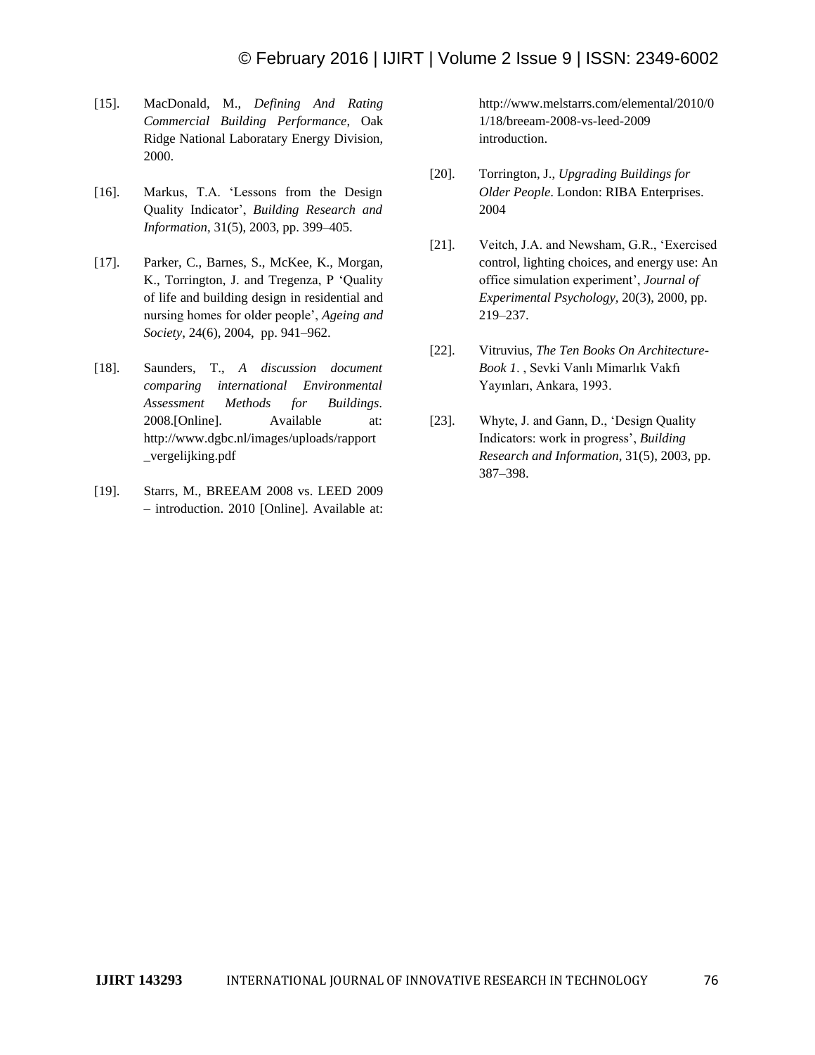[15]. MacDonald, M., *Defining And Rating Commercial Building Performance*, Oak Ridge National Laboratary Energy Division, 2000.

[16]. Markus, T.A. 'Lessons from the Design Quality Indicator', *Building Research and Information*, 31(5), 2003, pp. 399–405.

[17]. Parker, C., Barnes, S., McKee, K., Morgan, K., Torrington, J. and Tregenza, P 'Quality of life and building design in residential and nursing homes for older people', *Ageing and Society*, 24(6), 2004, pp. 941–962.

[18]. Saunders, T., *A discussion document comparing international Environmental Assessment Methods for Buildings*. 2008.[Online]. Available at: http://www.dgbc.nl/images/uploads/rapport_vergelijking.pdf

[19]. Starrs, M., BREEAM 2008 vs. LEED 2009 – introduction. 2010 [Online]. Available at: http://www.melstarrs.com/elemental/2010/01/18/breeam-2008-vs-leed-2009 introduction.

[20]. Torrington, J., *Upgrading Buildings for Older People*. London: RIBA Enterprises. 2004

[21]. Veitch, J.A. and Newsham, G.R., 'Exercised control, lighting choices, and energy use: An office simulation experiment', *Journal of Experimental Psychology*, 20(3), 2000, pp. 219–237.

[22]. Vitruvius, *The Ten Books On Architecture-Book 1*. , Sevki Vanlı Mimarlık Vakfı Yayınları, Ankara, 1993.

[23]. Whyte, J. and Gann, D., 'Design Quality Indicators: work in progress', *Building Research and Information*, 31(5), 2003, pp. 387–398.